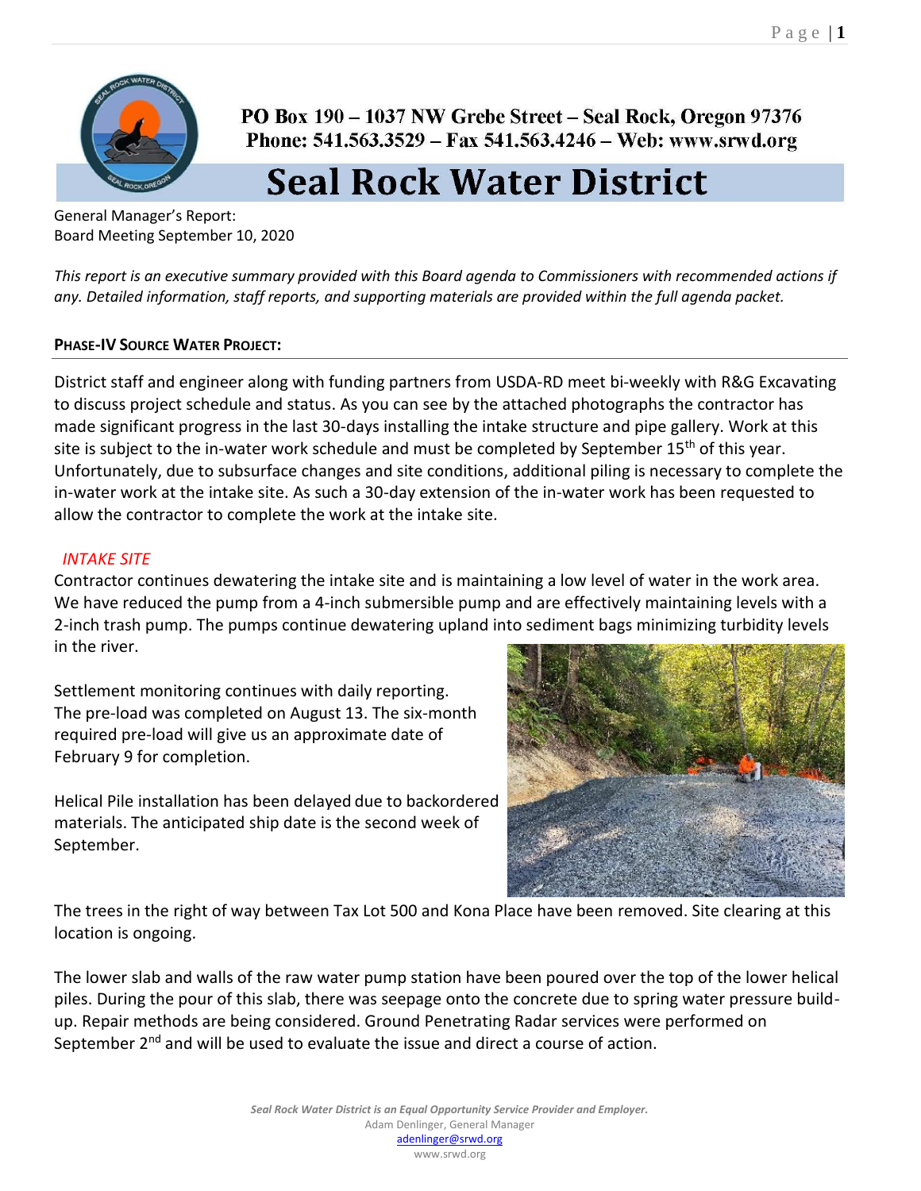PO Box 190 – 1037 NW Grebe Street – Seal Rock, Oregon 97376
Phone: 541.563.3529 – Fax 541.563.4246 – Web: www.srwd.org

# Seal Rock Water District

General Manager's Report:
Board Meeting September 10, 2020

*This report is an executive summary provided with this Board agenda to Commissioners with recommended actions if any. Detailed information, staff reports, and supporting materials are provided within the full agenda packet.*

## PHASE-IV SOURCE WATER PROJECT:

District staff and engineer along with funding partners from USDA-RD meet bi-weekly with R&G Excavating to discuss project schedule and status. As you can see by the attached photographs the contractor has made significant progress in the last 30-days installing the intake structure and pipe gallery. Work at this site is subject to the in-water work schedule and must be completed by September 15th of this year. Unfortunately, due to subsurface changes and site conditions, additional piling is necessary to complete the in-water work at the intake site. As such a 30-day extension of the in-water work has been requested to allow the contractor to complete the work at the intake site.

### *INTAKE SITE*

Contractor continues dewatering the intake site and is maintaining a low level of water in the work area. We have reduced the pump from a 4-inch submersible pump and are effectively maintaining levels with a 2-inch trash pump. The pumps continue dewatering upland into sediment bags minimizing turbidity levels in the river.

Settlement monitoring continues with daily reporting. The pre-load was completed on August 13. The six-month required pre-load will give us an approximate date of February 9 for completion.

Helical Pile installation has been delayed due to backordered materials. The anticipated ship date is the second week of September.

The trees in the right of way between Tax Lot 500 and Kona Place have been removed. Site clearing at this location is ongoing.

The lower slab and walls of the raw water pump station have been poured over the top of the lower helical piles. During the pour of this slab, there was seepage onto the concrete due to spring water pressure build-up. Repair methods are being considered. Ground Penetrating Radar services were performed on September 2nd and will be used to evaluate the issue and direct a course of action.

*Seal Rock Water District is an Equal Opportunity Service Provider and Employer.*
Adam Denlinger, General Manager
adenlinger@srwd.org
www.srwd.org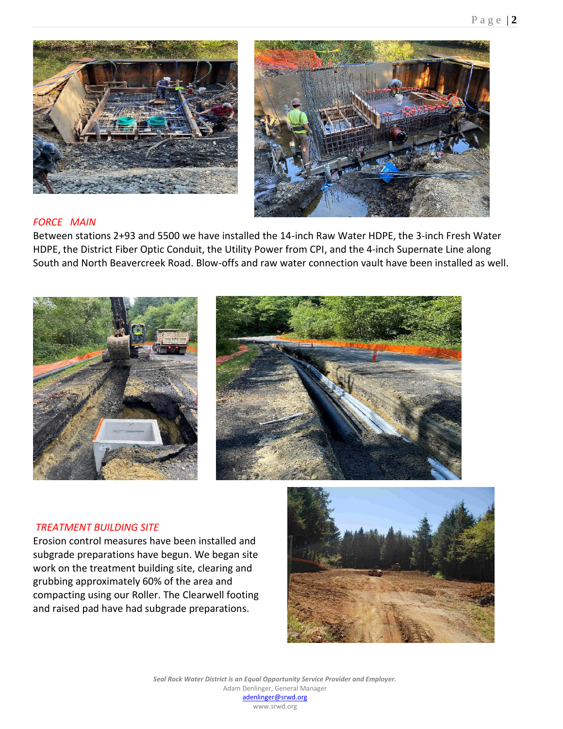*FORCE MAIN*

Between stations 2+93 and 5500 we have installed the 14-inch Raw Water HDPE, the 3-inch Fresh Water HDPE, the District Fiber Optic Conduit, the Utility Power from CPI, and the 4-inch Supernate Line along South and North Beavercreek Road. Blow-offs and raw water connection vault have been installed as well.

*TREATMENT BUILDING SITE*

Erosion control measures have been installed and subgrade preparations have begun. We began site work on the treatment building site, clearing and grubbing approximately 60% of the area and compacting using our Roller. The Clearwell footing and raised pad have had subgrade preparations.

***Seal Rock Water District is an Equal Opportunity Service Provider and Employer.***
Adam Denlinger, General Manager
adenlinger@srwd.org
www.srwd.org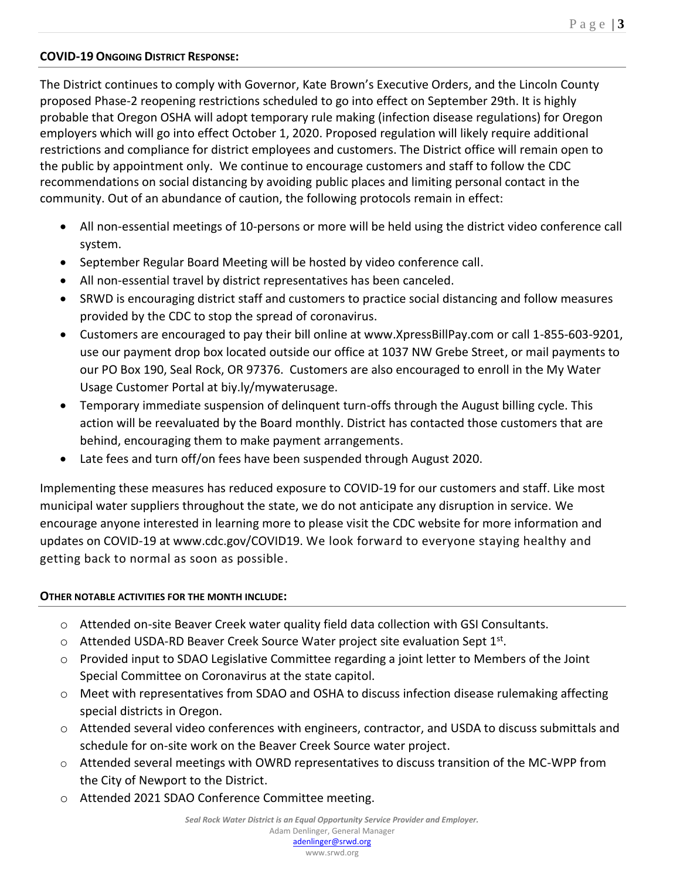**COVID-19 ONGOING DISTRICT RESPONSE:**

The District continues to comply with Governor, Kate Brown's Executive Orders, and the Lincoln County proposed Phase-2 reopening restrictions scheduled to go into effect on September 29th. It is highly probable that Oregon OSHA will adopt temporary rule making (infection disease regulations) for Oregon employers which will go into effect October 1, 2020. Proposed regulation will likely require additional restrictions and compliance for district employees and customers. The District office will remain open to the public by appointment only. We continue to encourage customers and staff to follow the CDC recommendations on social distancing by avoiding public places and limiting personal contact in the community. Out of an abundance of caution, the following protocols remain in effect:

- All non-essential meetings of 10-persons or more will be held using the district video conference call system.
- September Regular Board Meeting will be hosted by video conference call.
- All non-essential travel by district representatives has been canceled.
- SRWD is encouraging district staff and customers to practice social distancing and follow measures provided by the CDC to stop the spread of coronavirus.
- Customers are encouraged to pay their bill online at www.XpressBillPay.com or call 1-855-603-9201, use our payment drop box located outside our office at 1037 NW Grebe Street, or mail payments to our PO Box 190, Seal Rock, OR 97376. Customers are also encouraged to enroll in the My Water Usage Customer Portal at biy.ly/mywaterusage.
- Temporary immediate suspension of delinquent turn-offs through the August billing cycle. This action will be reevaluated by the Board monthly. District has contacted those customers that are behind, encouraging them to make payment arrangements.
- Late fees and turn off/on fees have been suspended through August 2020.

Implementing these measures has reduced exposure to COVID-19 for our customers and staff. Like most municipal water suppliers throughout the state, we do not anticipate any disruption in service. We encourage anyone interested in learning more to please visit the CDC website for more information and updates on COVID-19 at www.cdc.gov/COVID19. We look forward to everyone staying healthy and getting back to normal as soon as possible.

**OTHER NOTABLE ACTIVITIES FOR THE MONTH INCLUDE:**

- Attended on-site Beaver Creek water quality field data collection with GSI Consultants.
- Attended USDA-RD Beaver Creek Source Water project site evaluation Sept 1st.
- Provided input to SDAO Legislative Committee regarding a joint letter to Members of the Joint Special Committee on Coronavirus at the state capitol.
- Meet with representatives from SDAO and OSHA to discuss infection disease rulemaking affecting special districts in Oregon.
- Attended several video conferences with engineers, contractor, and USDA to discuss submittals and schedule for on-site work on the Beaver Creek Source water project.
- Attended several meetings with OWRD representatives to discuss transition of the MC-WPP from the City of Newport to the District.
- Attended 2021 SDAO Conference Committee meeting.

*Seal Rock Water District is an Equal Opportunity Service Provider and Employer.*
Adam Denlinger, General Manager
adenlinger@srwd.org
www.srwd.org